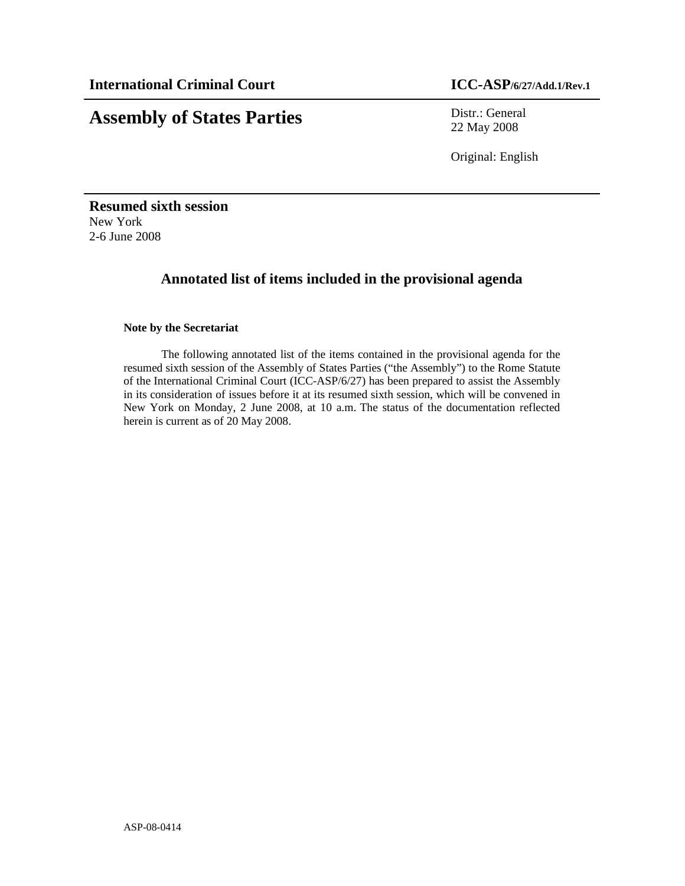**International Criminal Court** **ICC-ASP/6/27/Add.1/Rev.1**

# Assembly of States Parties

Distr.: General
22 May 2008

Original: English

**Resumed sixth session**
New York
2-6 June 2008

## Annotated list of items included in the provisional agenda

**Note by the Secretariat**

The following annotated list of the items contained in the provisional agenda for the resumed sixth session of the Assembly of States Parties ("the Assembly") to the Rome Statute of the International Criminal Court (ICC-ASP/6/27) has been prepared to assist the Assembly in its consideration of issues before it at its resumed sixth session, which will be convened in New York on Monday, 2 June 2008, at 10 a.m. The status of the documentation reflected herein is current as of 20 May 2008.

ASP-08-0414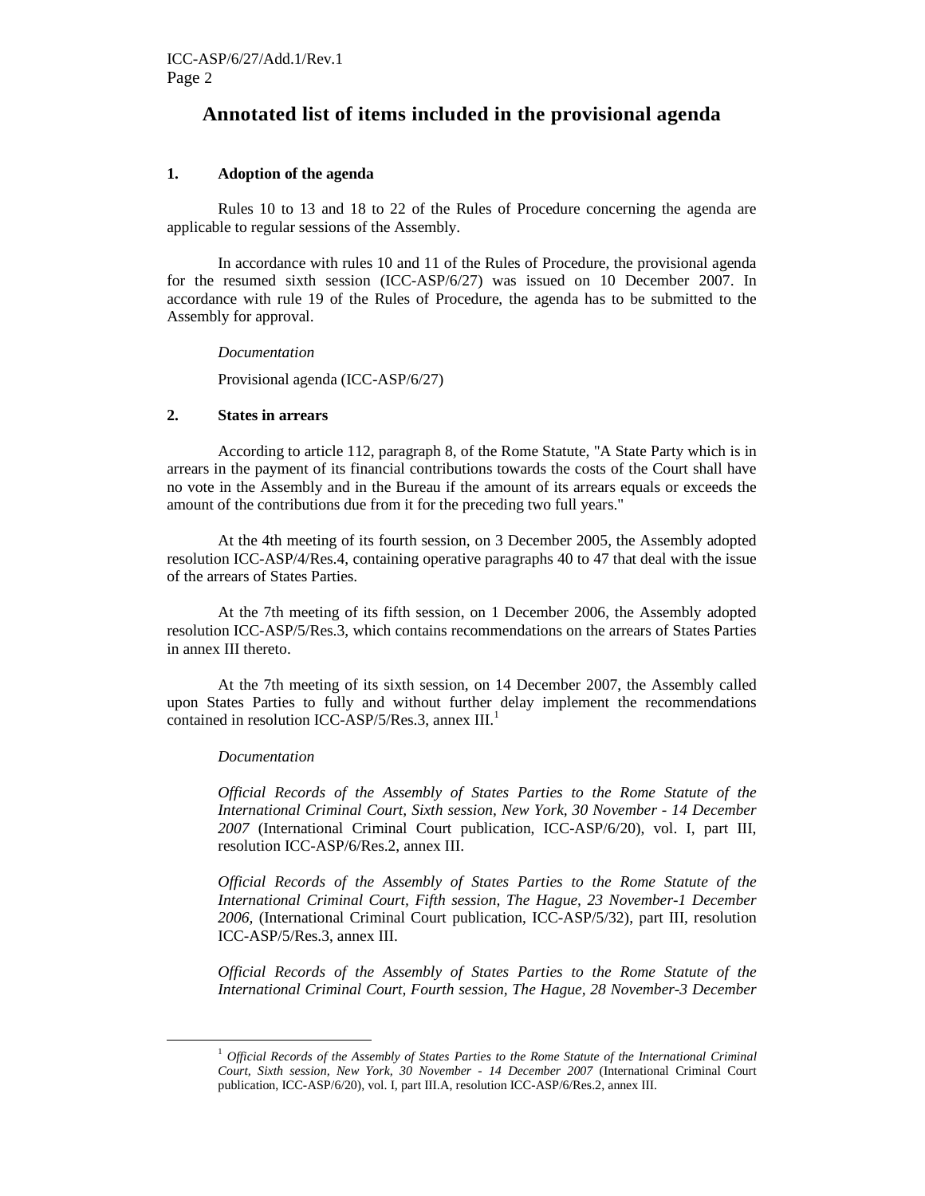# Annotated list of items included in the provisional agenda

## 1. Adoption of the agenda

Rules 10 to 13 and 18 to 22 of the Rules of Procedure concerning the agenda are applicable to regular sessions of the Assembly.

In accordance with rules 10 and 11 of the Rules of Procedure, the provisional agenda for the resumed sixth session (ICC-ASP/6/27) was issued on 10 December 2007. In accordance with rule 19 of the Rules of Procedure, the agenda has to be submitted to the Assembly for approval.

*Documentation*

Provisional agenda (ICC-ASP/6/27)

## 2. States in arrears

According to article 112, paragraph 8, of the Rome Statute, "A State Party which is in arrears in the payment of its financial contributions towards the costs of the Court shall have no vote in the Assembly and in the Bureau if the amount of its arrears equals or exceeds the amount of the contributions due from it for the preceding two full years."

At the 4th meeting of its fourth session, on 3 December 2005, the Assembly adopted resolution ICC-ASP/4/Res.4, containing operative paragraphs 40 to 47 that deal with the issue of the arrears of States Parties.

At the 7th meeting of its fifth session, on 1 December 2006, the Assembly adopted resolution ICC-ASP/5/Res.3, which contains recommendations on the arrears of States Parties in annex III thereto.

At the 7th meeting of its sixth session, on 14 December 2007, the Assembly called upon States Parties to fully and without further delay implement the recommendations contained in resolution ICC-ASP/5/Res.3, annex III.[1]

*Documentation*

*Official Records of the Assembly of States Parties to the Rome Statute of the International Criminal Court, Sixth session, New York, 30 November - 14 December 2007* (International Criminal Court publication, ICC-ASP/6/20), vol. I, part III, resolution ICC-ASP/6/Res.2, annex III.

*Official Records of the Assembly of States Parties to the Rome Statute of the International Criminal Court, Fifth session, The Hague, 23 November-1 December 2006,* (International Criminal Court publication, ICC-ASP/5/32), part III, resolution ICC-ASP/5/Res.3, annex III.

*Official Records of the Assembly of States Parties to the Rome Statute of the International Criminal Court, Fourth session, The Hague, 28 November-3 December*

---

[1] *Official Records of the Assembly of States Parties to the Rome Statute of the International Criminal Court, Sixth session, New York, 30 November - 14 December 2007* (International Criminal Court publication, ICC-ASP/6/20), vol. I, part III.A, resolution ICC-ASP/6/Res.2, annex III.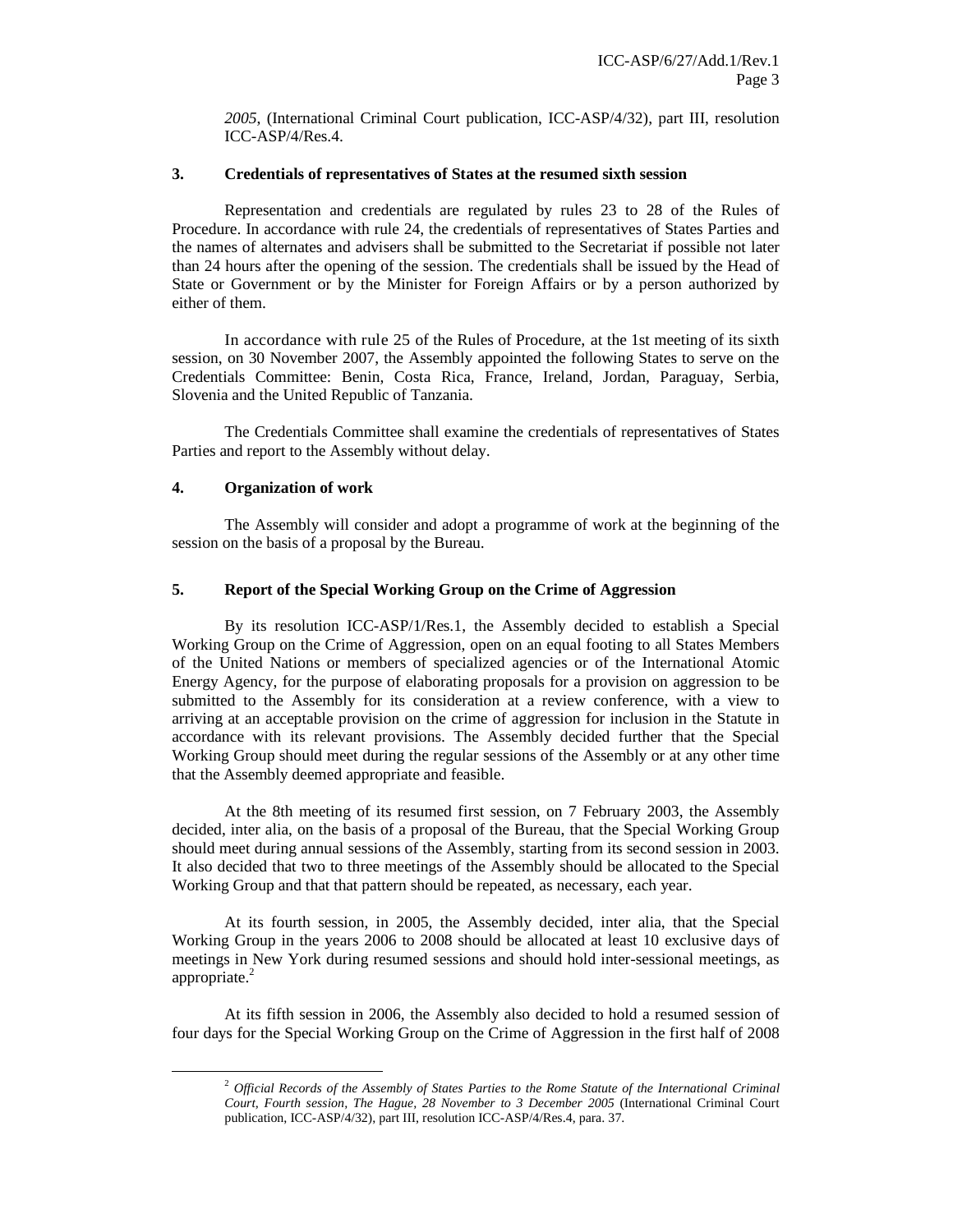*2005*, (International Criminal Court publication, ICC-ASP/4/32), part III, resolution ICC-ASP/4/Res.4.

## 3. Credentials of representatives of States at the resumed sixth session

Representation and credentials are regulated by rules 23 to 28 of the Rules of Procedure. In accordance with rule 24, the credentials of representatives of States Parties and the names of alternates and advisers shall be submitted to the Secretariat if possible not later than 24 hours after the opening of the session. The credentials shall be issued by the Head of State or Government or by the Minister for Foreign Affairs or by a person authorized by either of them.

In accordance with rule 25 of the Rules of Procedure, at the 1st meeting of its sixth session, on 30 November 2007, the Assembly appointed the following States to serve on the Credentials Committee: Benin, Costa Rica, France, Ireland, Jordan, Paraguay, Serbia, Slovenia and the United Republic of Tanzania.

The Credentials Committee shall examine the credentials of representatives of States Parties and report to the Assembly without delay.

## 4. Organization of work

The Assembly will consider and adopt a programme of work at the beginning of the session on the basis of a proposal by the Bureau.

## 5. Report of the Special Working Group on the Crime of Aggression

By its resolution ICC-ASP/1/Res.1, the Assembly decided to establish a Special Working Group on the Crime of Aggression, open on an equal footing to all States Members of the United Nations or members of specialized agencies or of the International Atomic Energy Agency, for the purpose of elaborating proposals for a provision on aggression to be submitted to the Assembly for its consideration at a review conference, with a view to arriving at an acceptable provision on the crime of aggression for inclusion in the Statute in accordance with its relevant provisions. The Assembly decided further that the Special Working Group should meet during the regular sessions of the Assembly or at any other time that the Assembly deemed appropriate and feasible.

At the 8th meeting of its resumed first session, on 7 February 2003, the Assembly decided, inter alia, on the basis of a proposal of the Bureau, that the Special Working Group should meet during annual sessions of the Assembly, starting from its second session in 2003. It also decided that two to three meetings of the Assembly should be allocated to the Special Working Group and that that pattern should be repeated, as necessary, each year.

At its fourth session, in 2005, the Assembly decided, inter alia, that the Special Working Group in the years 2006 to 2008 should be allocated at least 10 exclusive days of meetings in New York during resumed sessions and should hold inter-sessional meetings, as appropriate.[2]

At its fifth session in 2006, the Assembly also decided to hold a resumed session of four days for the Special Working Group on the Crime of Aggression in the first half of 2008

---

[2] *Official Records of the Assembly of States Parties to the Rome Statute of the International Criminal Court, Fourth session, The Hague, 28 November to 3 December 2005* (International Criminal Court publication, ICC-ASP/4/32), part III, resolution ICC-ASP/4/Res.4, para. 37.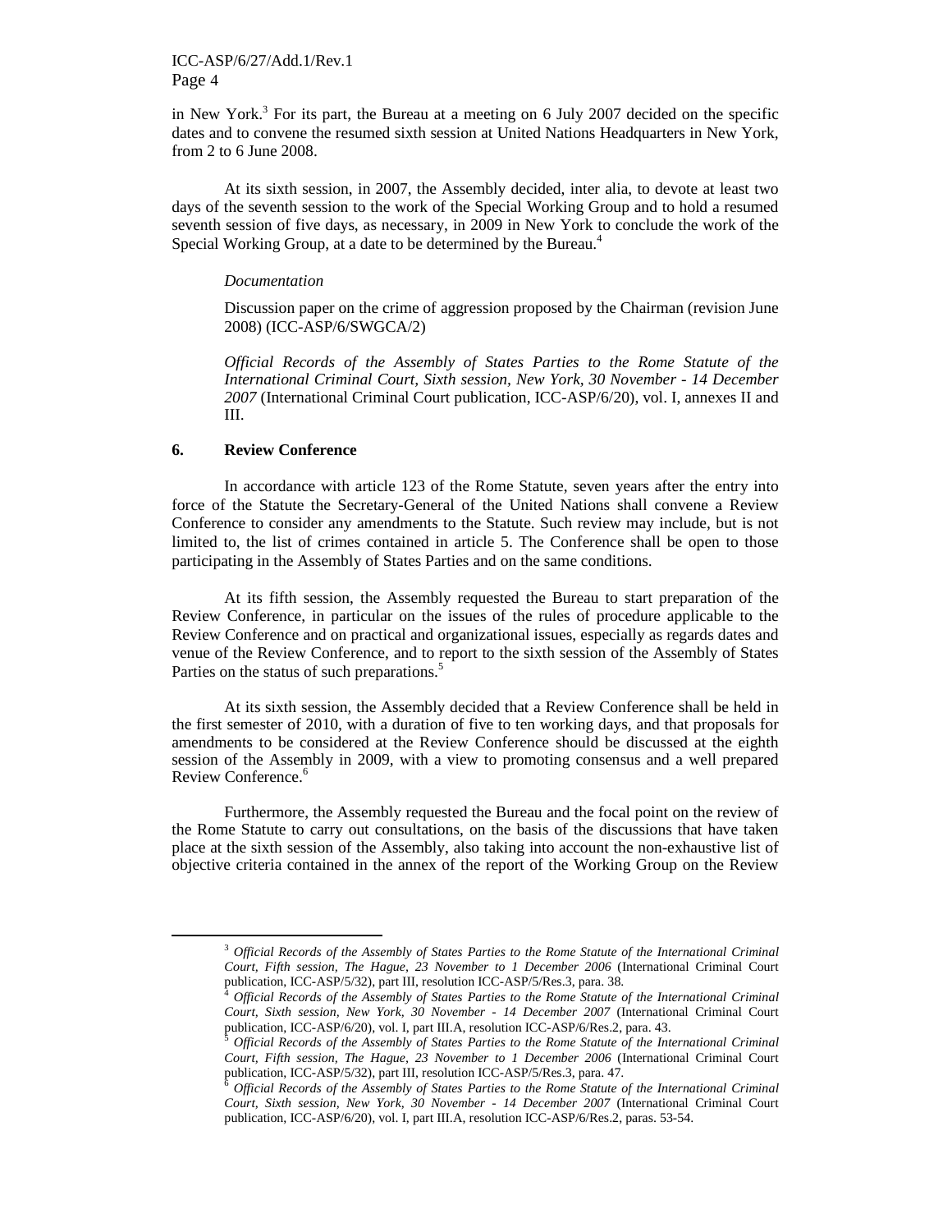in New York.[3] For its part, the Bureau at a meeting on 6 July 2007 decided on the specific dates and to convene the resumed sixth session at United Nations Headquarters in New York, from 2 to 6 June 2008.

At its sixth session, in 2007, the Assembly decided, inter alia, to devote at least two days of the seventh session to the work of the Special Working Group and to hold a resumed seventh session of five days, as necessary, in 2009 in New York to conclude the work of the Special Working Group, at a date to be determined by the Bureau.[4]

*Documentation*

Discussion paper on the crime of aggression proposed by the Chairman (revision June 2008) (ICC-ASP/6/SWGCA/2)

*Official Records of the Assembly of States Parties to the Rome Statute of the International Criminal Court, Sixth session, New York, 30 November - 14 December 2007* (International Criminal Court publication, ICC-ASP/6/20), vol. I, annexes II and III.

## 6. Review Conference

In accordance with article 123 of the Rome Statute, seven years after the entry into force of the Statute the Secretary-General of the United Nations shall convene a Review Conference to consider any amendments to the Statute. Such review may include, but is not limited to, the list of crimes contained in article 5. The Conference shall be open to those participating in the Assembly of States Parties and on the same conditions.

At its fifth session, the Assembly requested the Bureau to start preparation of the Review Conference, in particular on the issues of the rules of procedure applicable to the Review Conference and on practical and organizational issues, especially as regards dates and venue of the Review Conference, and to report to the sixth session of the Assembly of States Parties on the status of such preparations.[5]

At its sixth session, the Assembly decided that a Review Conference shall be held in the first semester of 2010, with a duration of five to ten working days, and that proposals for amendments to be considered at the Review Conference should be discussed at the eighth session of the Assembly in 2009, with a view to promoting consensus and a well prepared Review Conference.[6]

Furthermore, the Assembly requested the Bureau and the focal point on the review of the Rome Statute to carry out consultations, on the basis of the discussions that have taken place at the sixth session of the Assembly, also taking into account the non-exhaustive list of objective criteria contained in the annex of the report of the Working Group on the Review

---

[3] *Official Records of the Assembly of States Parties to the Rome Statute of the International Criminal Court, Fifth session, The Hague, 23 November to 1 December 2006* (International Criminal Court publication, ICC-ASP/5/32), part III, resolution ICC-ASP/5/Res.3, para. 38.

[4] *Official Records of the Assembly of States Parties to the Rome Statute of the International Criminal Court, Sixth session, New York, 30 November - 14 December 2007* (International Criminal Court publication, ICC-ASP/6/20), vol. I, part III.A, resolution ICC-ASP/6/Res.2, para. 43.

[5] *Official Records of the Assembly of States Parties to the Rome Statute of the International Criminal Court, Fifth session, The Hague, 23 November to 1 December 2006* (International Criminal Court publication, ICC-ASP/5/32), part III, resolution ICC-ASP/5/Res.3, para. 47.

[6] *Official Records of the Assembly of States Parties to the Rome Statute of the International Criminal Court, Sixth session, New York, 30 November - 14 December 2007* (International Criminal Court publication, ICC-ASP/6/20), vol. I, part III.A, resolution ICC-ASP/6/Res.2, paras. 53-54.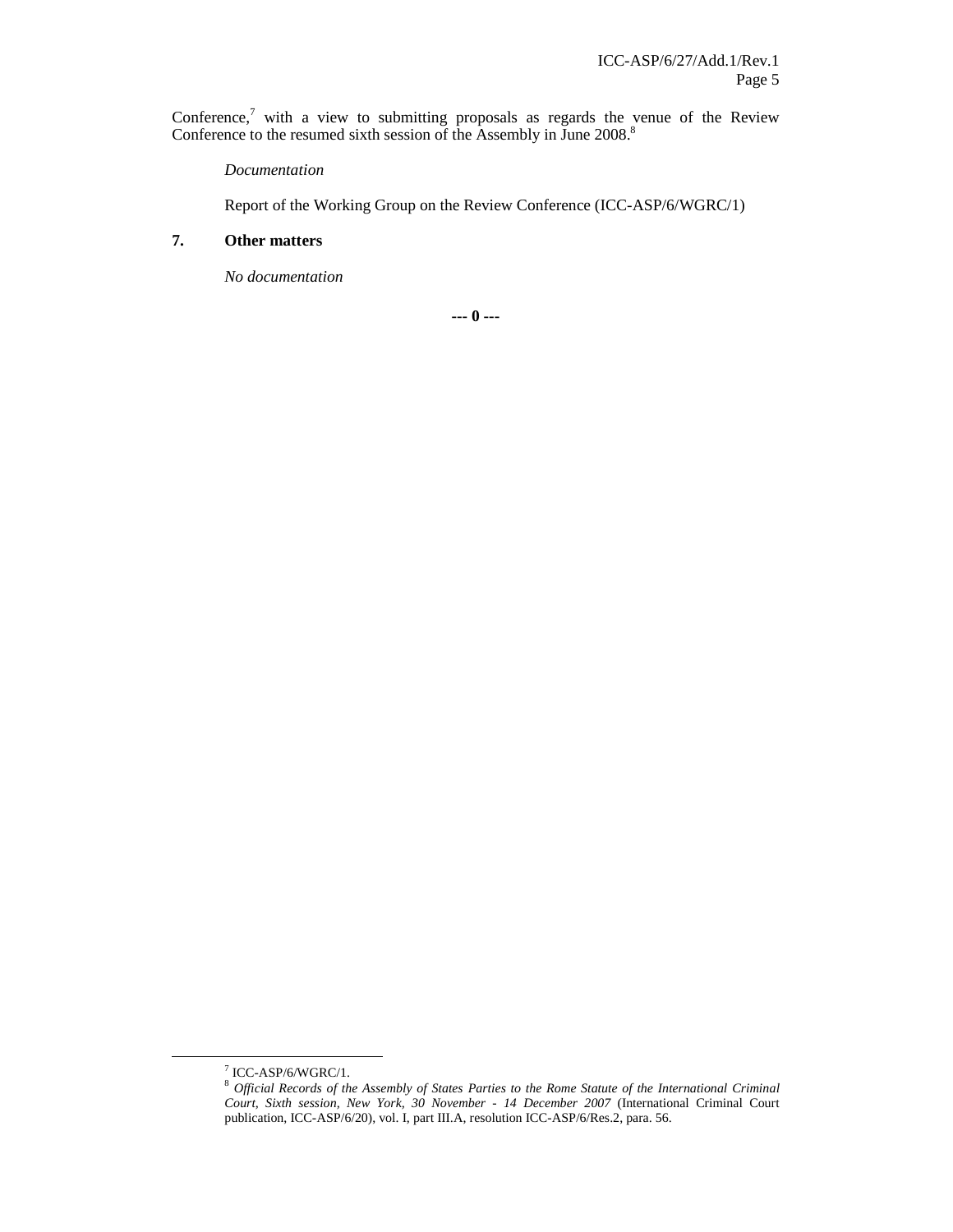Conference,[7] with a view to submitting proposals as regards the venue of the Review Conference to the resumed sixth session of the Assembly in June 2008.[8]

*Documentation*

Report of the Working Group on the Review Conference (ICC-ASP/6/WGRC/1)

## 7. Other matters

*No documentation*

**--- 0 ---**

---

[7] ICC-ASP/6/WGRC/1.

[8] *Official Records of the Assembly of States Parties to the Rome Statute of the International Criminal Court, Sixth session, New York, 30 November - 14 December 2007* (International Criminal Court publication, ICC-ASP/6/20), vol. I, part III.A, resolution ICC-ASP/6/Res.2, para. 56.